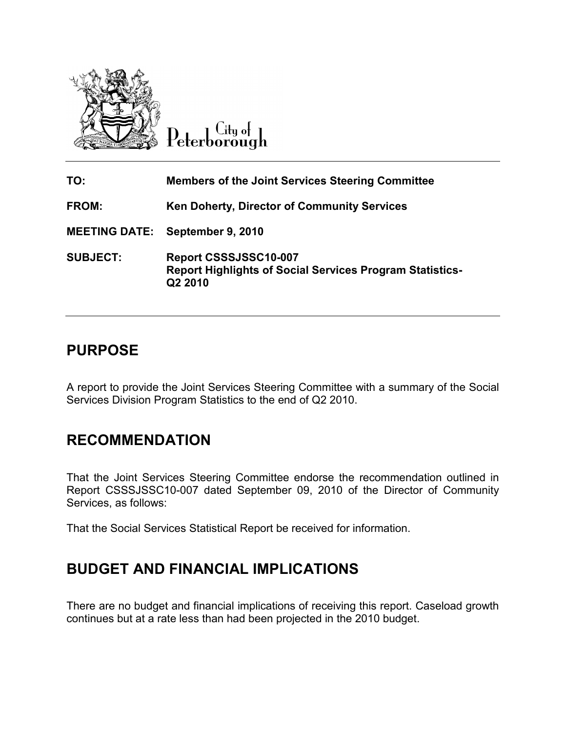City of Peterborough

**TO:** Members of the Joint Services Steering Committee

**FROM:** Ken Doherty, Director of Community Services

**MEETING DATE:** September 9, 2010

**SUBJECT:** Report CSSSJSSC10-007
Report Highlights of Social Services Program Statistics-Q2 2010

## PURPOSE

A report to provide the Joint Services Steering Committee with a summary of the Social Services Division Program Statistics to the end of Q2 2010.

## RECOMMENDATION

That the Joint Services Steering Committee endorse the recommendation outlined in Report CSSSJSSC10-007 dated September 09, 2010 of the Director of Community Services, as follows:

That the Social Services Statistical Report be received for information.

## BUDGET AND FINANCIAL IMPLICATIONS

There are no budget and financial implications of receiving this report. Caseload growth continues but at a rate less than had been projected in the 2010 budget.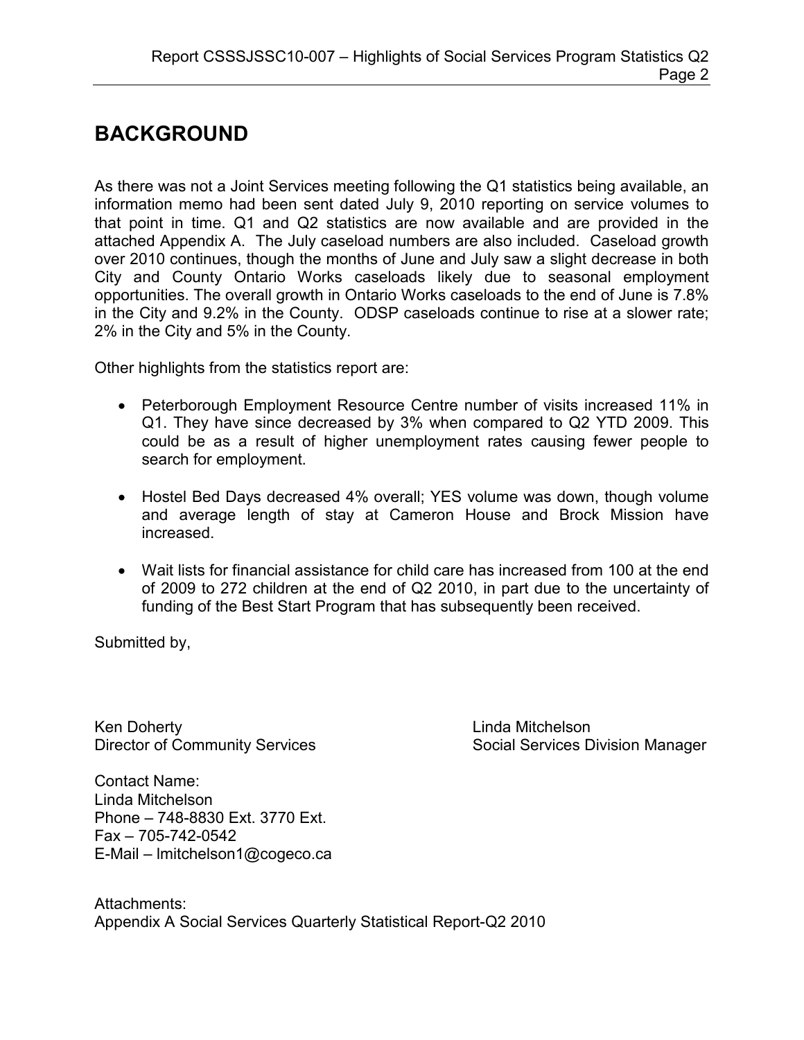# BACKGROUND

As there was not a Joint Services meeting following the Q1 statistics being available, an information memo had been sent dated July 9, 2010 reporting on service volumes to that point in time. Q1 and Q2 statistics are now available and are provided in the attached Appendix A. The July caseload numbers are also included. Caseload growth over 2010 continues, though the months of June and July saw a slight decrease in both City and County Ontario Works caseloads likely due to seasonal employment opportunities. The overall growth in Ontario Works caseloads to the end of June is 7.8% in the City and 9.2% in the County. ODSP caseloads continue to rise at a slower rate; 2% in the City and 5% in the County.

Other highlights from the statistics report are:

- Peterborough Employment Resource Centre number of visits increased 11% in Q1. They have since decreased by 3% when compared to Q2 YTD 2009. This could be as a result of higher unemployment rates causing fewer people to search for employment.
- Hostel Bed Days decreased 4% overall; YES volume was down, though volume and average length of stay at Cameron House and Brock Mission have increased.
- Wait lists for financial assistance for child care has increased from 100 at the end of 2009 to 272 children at the end of Q2 2010, in part due to the uncertainty of funding of the Best Start Program that has subsequently been received.

Submitted by,

Ken Doherty
Director of Community Services

Linda Mitchelson
Social Services Division Manager

Contact Name:
Linda Mitchelson
Phone – 748-8830 Ext. 3770 Ext.
Fax – 705-742-0542
E-Mail – lmitchelson1@cogeco.ca

Attachments:
Appendix A Social Services Quarterly Statistical Report-Q2 2010